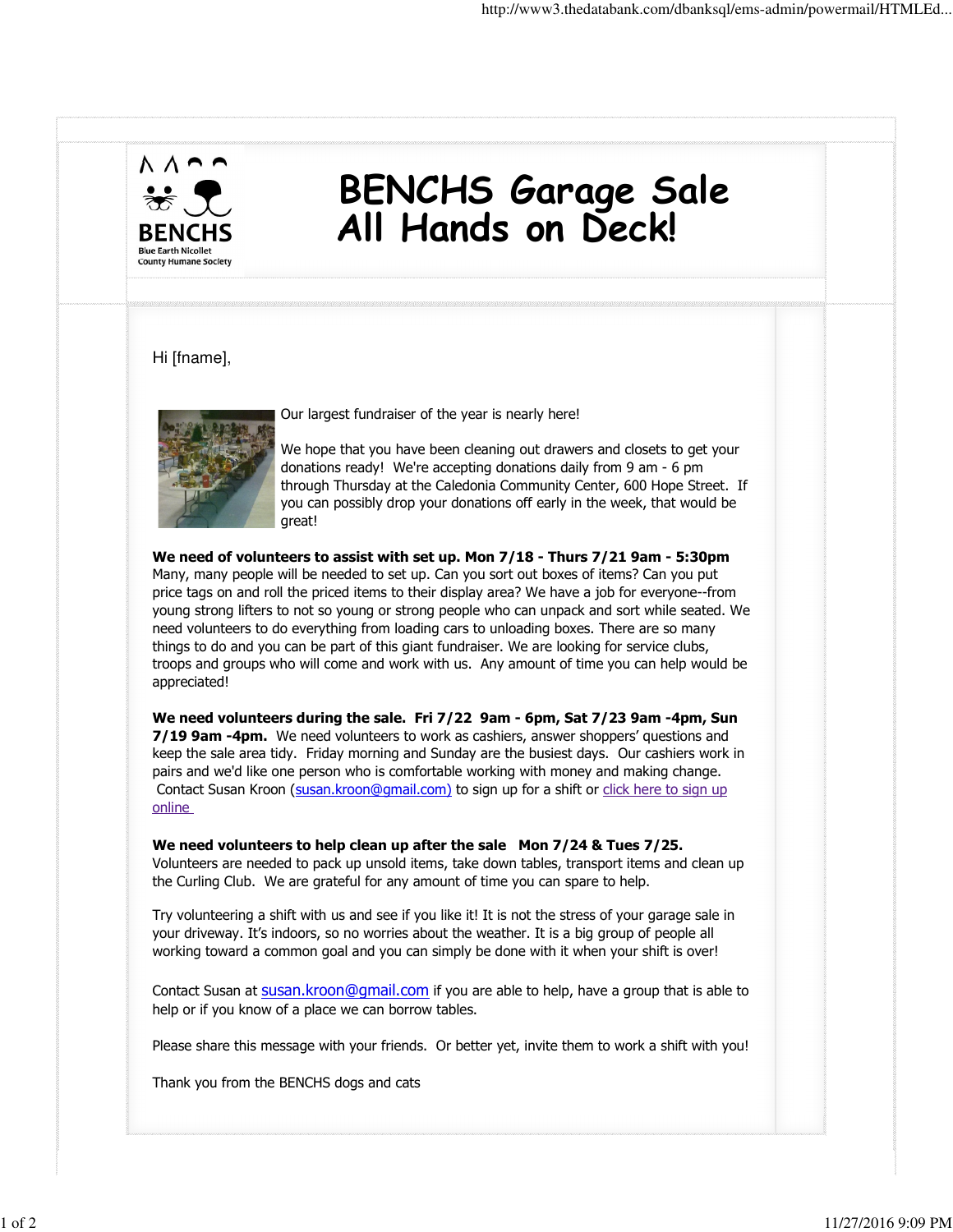BENCHS

Blue Earth Nicollet County Humane Society

# BENCHS Garage Sale
# All Hands on Deck!

Hi [fname],

Our largest fundraiser of the year is nearly here!

We hope that you have been cleaning out drawers and closets to get your donations ready! We're accepting donations daily from 9 am - 6 pm through Thursday at the Caledonia Community Center, 600 Hope Street. If you can possibly drop your donations off early in the week, that would be great!

**We need of volunteers to assist with set up. Mon 7/18 - Thurs 7/21 9am - 5:30pm** Many, many people will be needed to set up. Can you sort out boxes of items? Can you put price tags on and roll the priced items to their display area? We have a job for everyone--from young strong lifters to not so young or strong people who can unpack and sort while seated. We need volunteers to do everything from loading cars to unloading boxes. There are so many things to do and you can be part of this giant fundraiser. We are looking for service clubs, troops and groups who will come and work with us. Any amount of time you can help would be appreciated!

**We need volunteers during the sale. Fri 7/22 9am - 6pm, Sat 7/23 9am -4pm, Sun 7/19 9am -4pm.** We need volunteers to work as cashiers, answer shoppers' questions and keep the sale area tidy. Friday morning and Sunday are the busiest days. Our cashiers work in pairs and we'd like one person who is comfortable working with money and making change. Contact Susan Kroon (susan.kroon@gmail.com) to sign up for a shift or click here to sign up online

**We need volunteers to help clean up after the sale Mon 7/24 & Tues 7/25.** Volunteers are needed to pack up unsold items, take down tables, transport items and clean up the Curling Club. We are grateful for any amount of time you can spare to help.

Try volunteering a shift with us and see if you like it! It is not the stress of your garage sale in your driveway. It's indoors, so no worries about the weather. It is a big group of people all working toward a common goal and you can simply be done with it when your shift is over!

Contact Susan at susan.kroon@gmail.com if you are able to help, have a group that is able to help or if you know of a place we can borrow tables.

Please share this message with your friends. Or better yet, invite them to work a shift with you!

Thank you from the BENCHS dogs and cats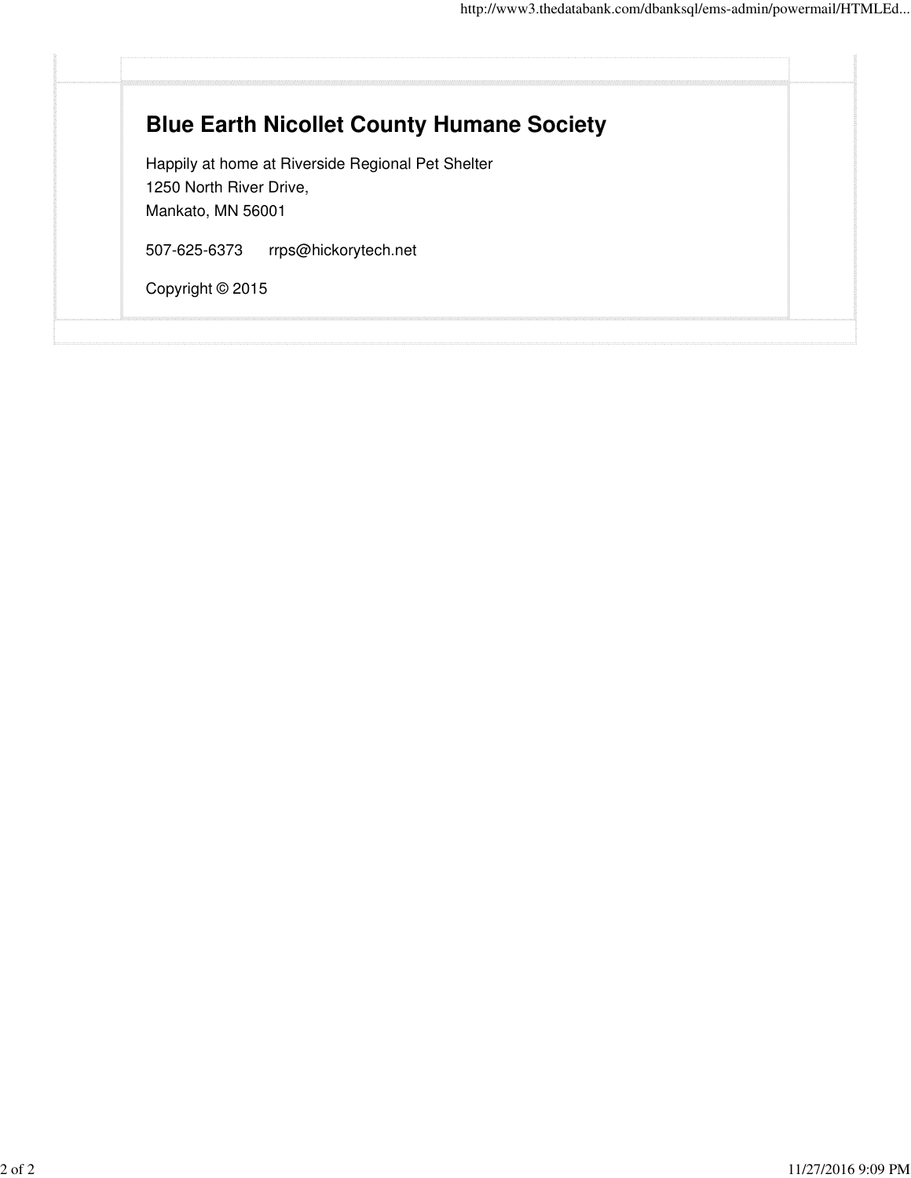## Blue Earth Nicollet County Humane Society

Happily at home at Riverside Regional Pet Shelter
1250 North River Drive,
Mankato, MN 56001

507-625-6373 rrps@hickorytech.net

Copyright © 2015